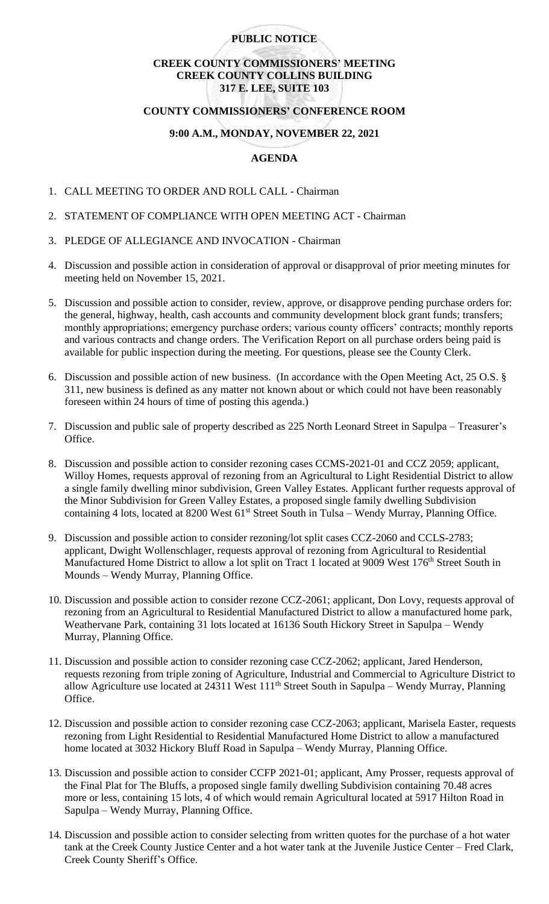**PUBLIC NOTICE**

**CREEK COUNTY COMMISSIONERS' MEETING**
**CREEK COUNTY COLLINS BUILDING**
**317 E. LEE, SUITE 103**

**COUNTY COMMISSIONERS' CONFERENCE ROOM**

**9:00 A.M., MONDAY, NOVEMBER 22, 2021**

**AGENDA**

1. CALL MEETING TO ORDER AND ROLL CALL - Chairman

2. STATEMENT OF COMPLIANCE WITH OPEN MEETING ACT - Chairman

3. PLEDGE OF ALLEGIANCE AND INVOCATION - Chairman

4. Discussion and possible action in consideration of approval or disapproval of prior meeting minutes for meeting held on November 15, 2021.

5. Discussion and possible action to consider, review, approve, or disapprove pending purchase orders for: the general, highway, health, cash accounts and community development block grant funds; transfers; monthly appropriations; emergency purchase orders; various county officers' contracts; monthly reports and various contracts and change orders. The Verification Report on all purchase orders being paid is available for public inspection during the meeting. For questions, please see the County Clerk.

6. Discussion and possible action of new business. (In accordance with the Open Meeting Act, 25 O.S. § 311, new business is defined as any matter not known about or which could not have been reasonably foreseen within 24 hours of time of posting this agenda.)

7. Discussion and public sale of property described as 225 North Leonard Street in Sapulpa – Treasurer's Office.

8. Discussion and possible action to consider rezoning cases CCMS-2021-01 and CCZ 2059; applicant, Willoy Homes, requests approval of rezoning from an Agricultural to Light Residential District to allow a single family dwelling minor subdivision, Green Valley Estates. Applicant further requests approval of the Minor Subdivision for Green Valley Estates, a proposed single family dwelling Subdivision containing 4 lots, located at 8200 West 61st Street South in Tulsa – Wendy Murray, Planning Office.

9. Discussion and possible action to consider rezoning/lot split cases CCZ-2060 and CCLS-2783; applicant, Dwight Wollenschlager, requests approval of rezoning from Agricultural to Residential Manufactured Home District to allow a lot split on Tract 1 located at 9009 West 176th Street South in Mounds – Wendy Murray, Planning Office.

10. Discussion and possible action to consider rezone CCZ-2061; applicant, Don Lovy, requests approval of rezoning from an Agricultural to Residential Manufactured District to allow a manufactured home park, Weathervane Park, containing 31 lots located at 16136 South Hickory Street in Sapulpa – Wendy Murray, Planning Office.

11. Discussion and possible action to consider rezoning case CCZ-2062; applicant, Jared Henderson, requests rezoning from triple zoning of Agriculture, Industrial and Commercial to Agriculture District to allow Agriculture use located at 24311 West 111th Street South in Sapulpa – Wendy Murray, Planning Office.

12. Discussion and possible action to consider rezoning case CCZ-2063; applicant, Marisela Easter, requests rezoning from Light Residential to Residential Manufactured Home District to allow a manufactured home located at 3032 Hickory Bluff Road in Sapulpa – Wendy Murray, Planning Office.

13. Discussion and possible action to consider CCFP 2021-01; applicant, Amy Prosser, requests approval of the Final Plat for The Bluffs, a proposed single family dwelling Subdivision containing 70.48 acres more or less, containing 15 lots, 4 of which would remain Agricultural located at 5917 Hilton Road in Sapulpa – Wendy Murray, Planning Office.

14. Discussion and possible action to consider selecting from written quotes for the purchase of a hot water tank at the Creek County Justice Center and a hot water tank at the Juvenile Justice Center – Fred Clark, Creek County Sheriff's Office.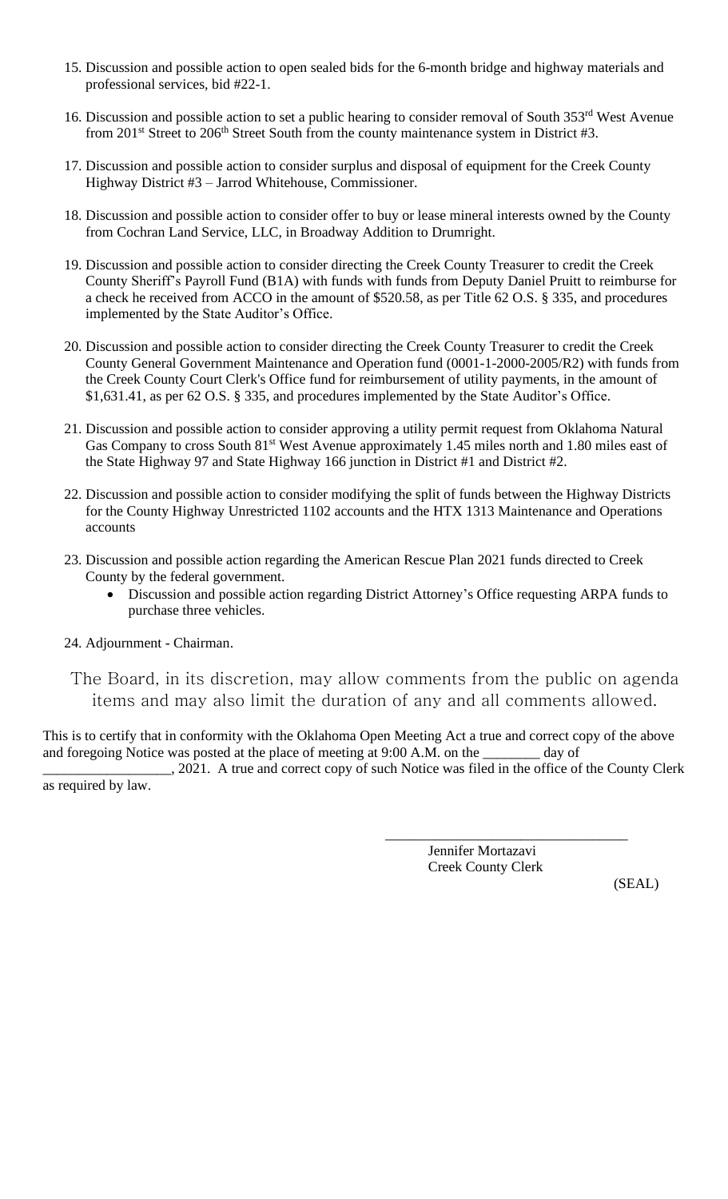15. Discussion and possible action to open sealed bids for the 6-month bridge and highway materials and professional services, bid #22-1.

16. Discussion and possible action to set a public hearing to consider removal of South 353rd West Avenue from 201st Street to 206th Street South from the county maintenance system in District #3.

17. Discussion and possible action to consider surplus and disposal of equipment for the Creek County Highway District #3 – Jarrod Whitehouse, Commissioner.

18. Discussion and possible action to consider offer to buy or lease mineral interests owned by the County from Cochran Land Service, LLC, in Broadway Addition to Drumright.

19. Discussion and possible action to consider directing the Creek County Treasurer to credit the Creek County Sheriff's Payroll Fund (B1A) with funds with funds from Deputy Daniel Pruitt to reimburse for a check he received from ACCO in the amount of $520.58, as per Title 62 O.S. § 335, and procedures implemented by the State Auditor's Office.

20. Discussion and possible action to consider directing the Creek County Treasurer to credit the Creek County General Government Maintenance and Operation fund (0001-1-2000-2005/R2) with funds from the Creek County Court Clerk's Office fund for reimbursement of utility payments, in the amount of $1,631.41, as per 62 O.S. § 335, and procedures implemented by the State Auditor's Office.

21. Discussion and possible action to consider approving a utility permit request from Oklahoma Natural Gas Company to cross South 81st West Avenue approximately 1.45 miles north and 1.80 miles east of the State Highway 97 and State Highway 166 junction in District #1 and District #2.

22. Discussion and possible action to consider modifying the split of funds between the Highway Districts for the County Highway Unrestricted 1102 accounts and the HTX 1313 Maintenance and Operations accounts

23. Discussion and possible action regarding the American Rescue Plan 2021 funds directed to Creek County by the federal government.
    - Discussion and possible action regarding District Attorney's Office requesting ARPA funds to purchase three vehicles.

24. Adjournment - Chairman.

The Board, in its discretion, may allow comments from the public on agenda items and may also limit the duration of any and all comments allowed.

This is to certify that in conformity with the Oklahoma Open Meeting Act a true and correct copy of the above and foregoing Notice was posted at the place of meeting at 9:00 A.M. on the ________ day of __________________, 2021. A true and correct copy of such Notice was filed in the office of the County Clerk as required by law.

_________________________________

Jennifer Mortazavi
Creek County Clerk

(SEAL)